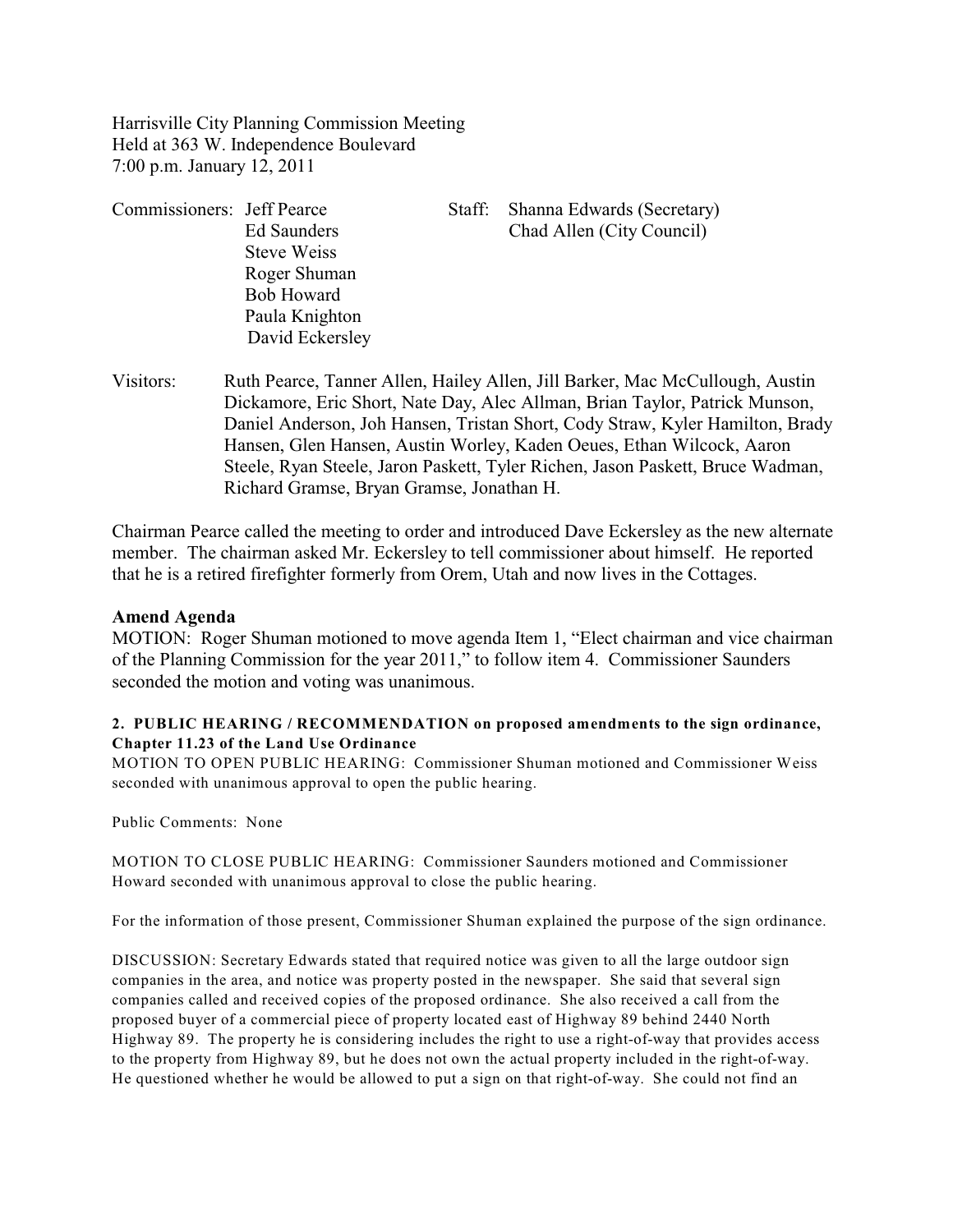Harrisville City Planning Commission Meeting
Held at 363 W. Independence Boulevard
7:00 p.m. January 12, 2011

Commissioners: Jeff Pearce
Ed Saunders
Steve Weiss
Roger Shuman
Bob Howard
Paula Knighton
David Eckersley

Staff: Shanna Edwards (Secretary)
Chad Allen (City Council)

Visitors: Ruth Pearce, Tanner Allen, Hailey Allen, Jill Barker, Mac McCullough, Austin Dickamore, Eric Short, Nate Day, Alec Allman, Brian Taylor, Patrick Munson, Daniel Anderson, Joh Hansen, Tristan Short, Cody Straw, Kyler Hamilton, Brady Hansen, Glen Hansen, Austin Worley, Kaden Oeues, Ethan Wilcock, Aaron Steele, Ryan Steele, Jaron Paskett, Tyler Richen, Jason Paskett, Bruce Wadman, Richard Gramse, Bryan Gramse, Jonathan H.

Chairman Pearce called the meeting to order and introduced Dave Eckersley as the new alternate member. The chairman asked Mr. Eckersley to tell commissioner about himself. He reported that he is a retired firefighter formerly from Orem, Utah and now lives in the Cottages.

**Amend Agenda**

MOTION: Roger Shuman motioned to move agenda Item 1, "Elect chairman and vice chairman of the Planning Commission for the year 2011," to follow item 4. Commissioner Saunders seconded the motion and voting was unanimous.

**2. PUBLIC HEARING / RECOMMENDATION on proposed amendments to the sign ordinance, Chapter 11.23 of the Land Use Ordinance**

MOTION TO OPEN PUBLIC HEARING: Commissioner Shuman motioned and Commissioner Weiss seconded with unanimous approval to open the public hearing.

Public Comments: None

MOTION TO CLOSE PUBLIC HEARING: Commissioner Saunders motioned and Commissioner Howard seconded with unanimous approval to close the public hearing.

For the information of those present, Commissioner Shuman explained the purpose of the sign ordinance.

DISCUSSION: Secretary Edwards stated that required notice was given to all the large outdoor sign companies in the area, and notice was property posted in the newspaper. She said that several sign companies called and received copies of the proposed ordinance. She also received a call from the proposed buyer of a commercial piece of property located east of Highway 89 behind 2440 North Highway 89. The property he is considering includes the right to use a right-of-way that provides access to the property from Highway 89, but he does not own the actual property included in the right-of-way. He questioned whether he would be allowed to put a sign on that right-of-way. She could not find an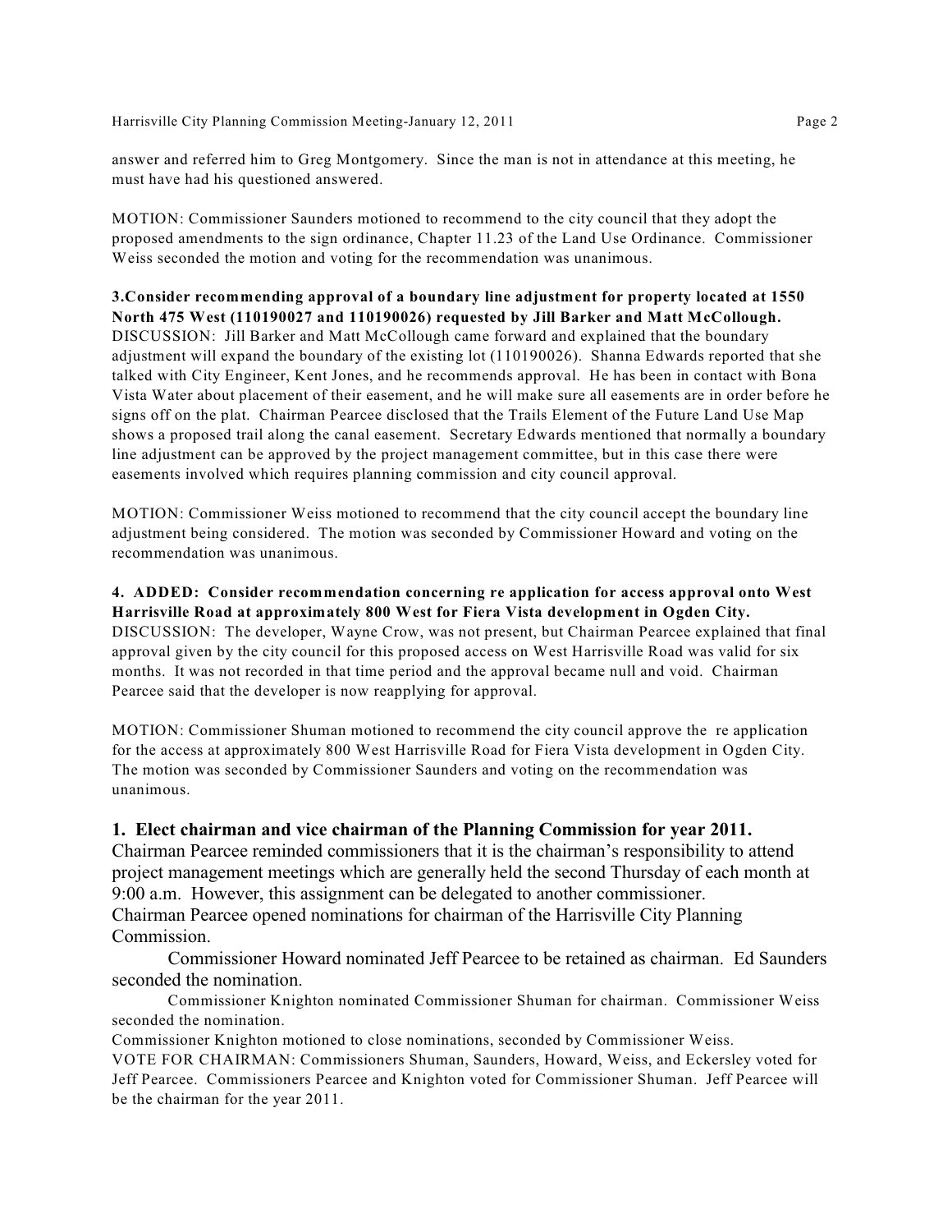answer and referred him to Greg Montgomery. Since the man is not in attendance at this meeting, he must have had his questioned answered.

MOTION: Commissioner Saunders motioned to recommend to the city council that they adopt the proposed amendments to the sign ordinance, Chapter 11.23 of the Land Use Ordinance. Commissioner Weiss seconded the motion and voting for the recommendation was unanimous.

**3.Consider recommending approval of a boundary line adjustment for property located at 1550 North 475 West (110190027 and 110190026) requested by Jill Barker and Matt McCollough.**
DISCUSSION: Jill Barker and Matt McCollough came forward and explained that the boundary adjustment will expand the boundary of the existing lot (110190026). Shanna Edwards reported that she talked with City Engineer, Kent Jones, and he recommends approval. He has been in contact with Bona Vista Water about placement of their easement, and he will make sure all easements are in order before he signs off on the plat. Chairman Pearcee disclosed that the Trails Element of the Future Land Use Map shows a proposed trail along the canal easement. Secretary Edwards mentioned that normally a boundary line adjustment can be approved by the project management committee, but in this case there were easements involved which requires planning commission and city council approval.

MOTION: Commissioner Weiss motioned to recommend that the city council accept the boundary line adjustment being considered. The motion was seconded by Commissioner Howard and voting on the recommendation was unanimous.

**4. ADDED: Consider recommendation concerning re application for access approval onto West Harrisville Road at approximately 800 West for Fiera Vista development in Ogden City.**
DISCUSSION: The developer, Wayne Crow, was not present, but Chairman Pearcee explained that final approval given by the city council for this proposed access on West Harrisville Road was valid for six months. It was not recorded in that time period and the approval became null and void. Chairman Pearcee said that the developer is now reapplying for approval.

MOTION: Commissioner Shuman motioned to recommend the city council approve the re application for the access at approximately 800 West Harrisville Road for Fiera Vista development in Ogden City. The motion was seconded by Commissioner Saunders and voting on the recommendation was unanimous.

**1. Elect chairman and vice chairman of the Planning Commission for year 2011.**

Chairman Pearcee reminded commissioners that it is the chairman's responsibility to attend project management meetings which are generally held the second Thursday of each month at 9:00 a.m. However, this assignment can be delegated to another commissioner.
Chairman Pearcee opened nominations for chairman of the Harrisville City Planning Commission.

Commissioner Howard nominated Jeff Pearcee to be retained as chairman. Ed Saunders seconded the nomination.

Commissioner Knighton nominated Commissioner Shuman for chairman. Commissioner Weiss seconded the nomination.

Commissioner Knighton motioned to close nominations, seconded by Commissioner Weiss.
VOTE FOR CHAIRMAN: Commissioners Shuman, Saunders, Howard, Weiss, and Eckersley voted for Jeff Pearcee. Commissioners Pearcee and Knighton voted for Commissioner Shuman. Jeff Pearcee will be the chairman for the year 2011.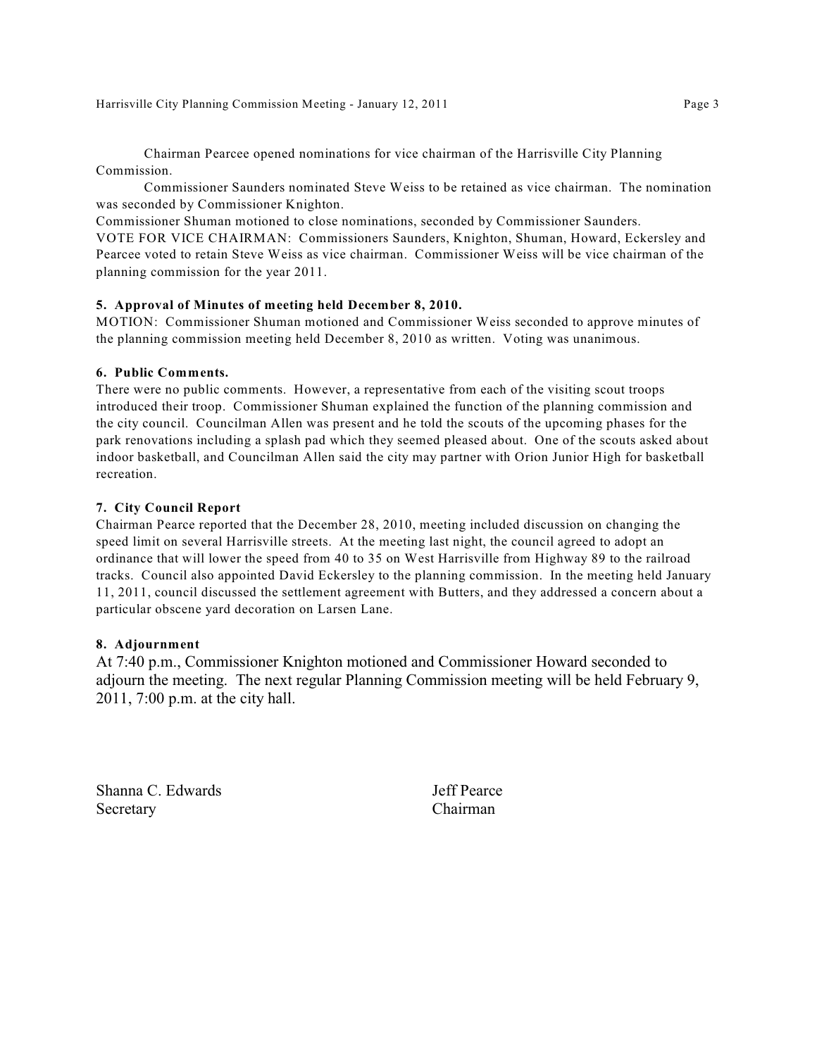Chairman Pearcee opened nominations for vice chairman of the Harrisville City Planning Commission.

Commissioner Saunders nominated Steve Weiss to be retained as vice chairman. The nomination was seconded by Commissioner Knighton.

Commissioner Shuman motioned to close nominations, seconded by Commissioner Saunders.

VOTE FOR VICE CHAIRMAN: Commissioners Saunders, Knighton, Shuman, Howard, Eckersley and Pearcee voted to retain Steve Weiss as vice chairman. Commissioner Weiss will be vice chairman of the planning commission for the year 2011.

**5. Approval of Minutes of meeting held December 8, 2010.**

MOTION: Commissioner Shuman motioned and Commissioner Weiss seconded to approve minutes of the planning commission meeting held December 8, 2010 as written. Voting was unanimous.

**6. Public Comments.**

There were no public comments. However, a representative from each of the visiting scout troops introduced their troop. Commissioner Shuman explained the function of the planning commission and the city council. Councilman Allen was present and he told the scouts of the upcoming phases for the park renovations including a splash pad which they seemed pleased about. One of the scouts asked about indoor basketball, and Councilman Allen said the city may partner with Orion Junior High for basketball recreation.

**7. City Council Report**

Chairman Pearce reported that the December 28, 2010, meeting included discussion on changing the speed limit on several Harrisville streets. At the meeting last night, the council agreed to adopt an ordinance that will lower the speed from 40 to 35 on West Harrisville from Highway 89 to the railroad tracks. Council also appointed David Eckersley to the planning commission. In the meeting held January 11, 2011, council discussed the settlement agreement with Butters, and they addressed a concern about a particular obscene yard decoration on Larsen Lane.

**8. Adjournment**

At 7:40 p.m., Commissioner Knighton motioned and Commissioner Howard seconded to adjourn the meeting. The next regular Planning Commission meeting will be held February 9, 2011, 7:00 p.m. at the city hall.

Shanna C. Edwards
Secretary

Jeff Pearce
Chairman